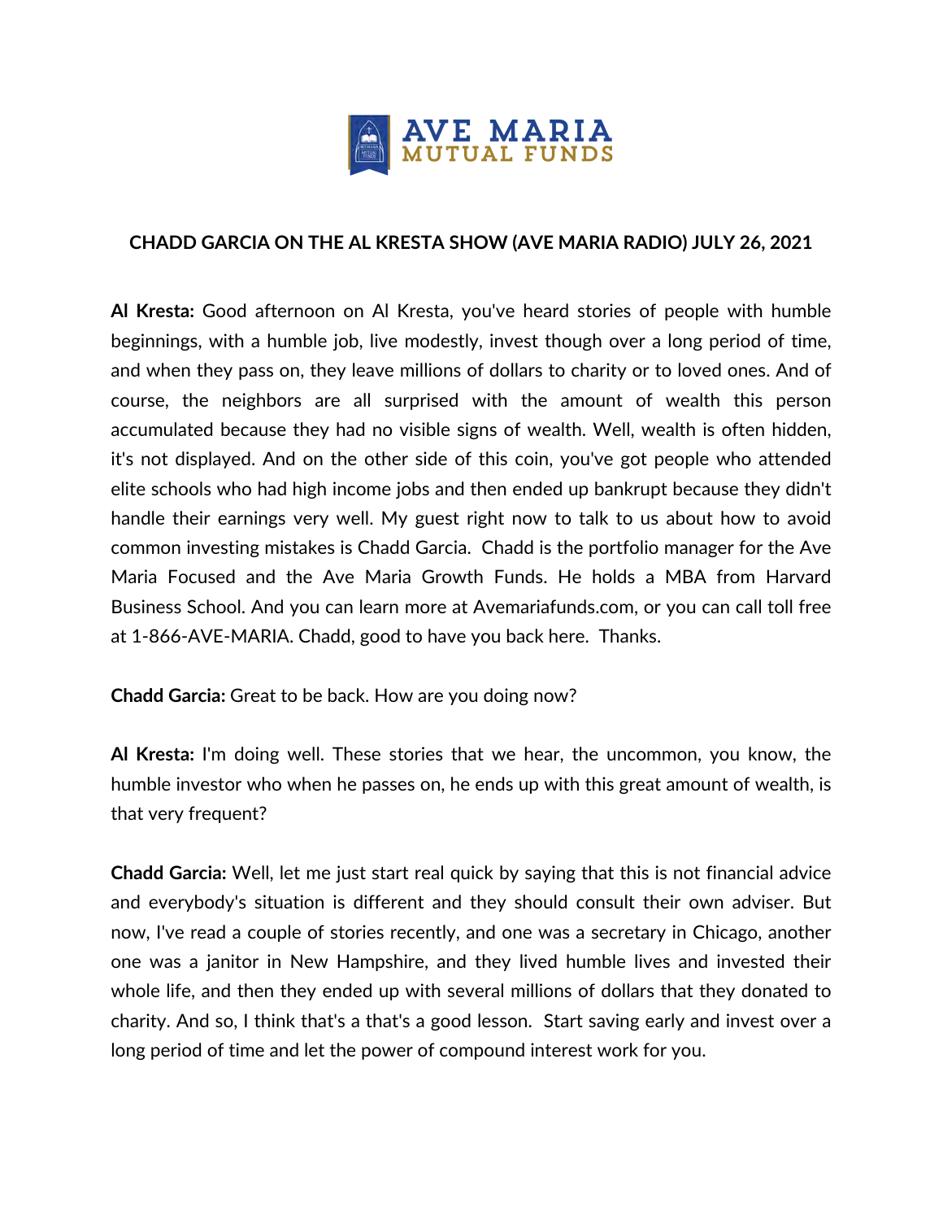# CHADD GARCIA ON THE AL KRESTA SHOW (AVE MARIA RADIO) JULY 26, 2021

**Al Kresta:** Good afternoon on Al Kresta, you've heard stories of people with humble beginnings, with a humble job, live modestly, invest though over a long period of time, and when they pass on, they leave millions of dollars to charity or to loved ones. And of course, the neighbors are all surprised with the amount of wealth this person accumulated because they had no visible signs of wealth. Well, wealth is often hidden, it's not displayed. And on the other side of this coin, you've got people who attended elite schools who had high income jobs and then ended up bankrupt because they didn't handle their earnings very well. My guest right now to talk to us about how to avoid common investing mistakes is Chadd Garcia. Chadd is the portfolio manager for the Ave Maria Focused and the Ave Maria Growth Funds. He holds a MBA from Harvard Business School. And you can learn more at Avemariafunds.com, or you can call toll free at 1-866-AVE-MARIA. Chadd, good to have you back here. Thanks.

**Chadd Garcia:** Great to be back. How are you doing now?

**Al Kresta:** I'm doing well. These stories that we hear, the uncommon, you know, the humble investor who when he passes on, he ends up with this great amount of wealth, is that very frequent?

**Chadd Garcia:** Well, let me just start real quick by saying that this is not financial advice and everybody's situation is different and they should consult their own adviser. But now, I've read a couple of stories recently, and one was a secretary in Chicago, another one was a janitor in New Hampshire, and they lived humble lives and invested their whole life, and then they ended up with several millions of dollars that they donated to charity. And so, I think that's a that's a good lesson. Start saving early and invest over a long period of time and let the power of compound interest work for you.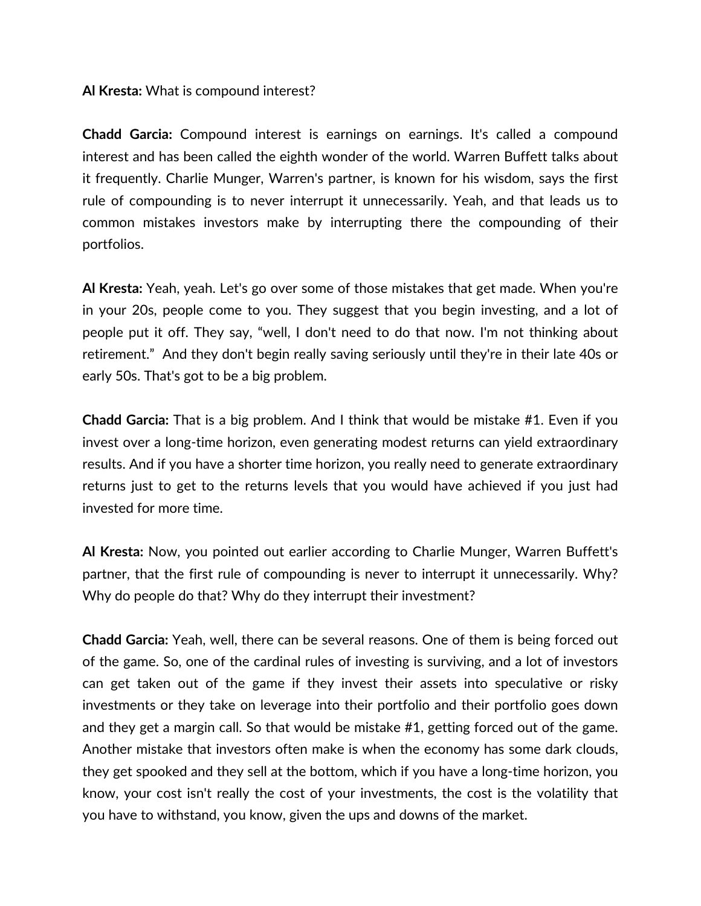**Al Kresta:** What is compound interest?

**Chadd Garcia:** Compound interest is earnings on earnings. It's called a compound interest and has been called the eighth wonder of the world. Warren Buffett talks about it frequently. Charlie Munger, Warren's partner, is known for his wisdom, says the first rule of compounding is to never interrupt it unnecessarily. Yeah, and that leads us to common mistakes investors make by interrupting there the compounding of their portfolios.

**Al Kresta:** Yeah, yeah. Let's go over some of those mistakes that get made. When you're in your 20s, people come to you. They suggest that you begin investing, and a lot of people put it off. They say, "well, I don't need to do that now. I'm not thinking about retirement." And they don't begin really saving seriously until they're in their late 40s or early 50s. That's got to be a big problem.

**Chadd Garcia:** That is a big problem. And I think that would be mistake #1. Even if you invest over a long-time horizon, even generating modest returns can yield extraordinary results. And if you have a shorter time horizon, you really need to generate extraordinary returns just to get to the returns levels that you would have achieved if you just had invested for more time.

**Al Kresta:** Now, you pointed out earlier according to Charlie Munger, Warren Buffett's partner, that the first rule of compounding is never to interrupt it unnecessarily. Why? Why do people do that? Why do they interrupt their investment?

**Chadd Garcia:** Yeah, well, there can be several reasons. One of them is being forced out of the game. So, one of the cardinal rules of investing is surviving, and a lot of investors can get taken out of the game if they invest their assets into speculative or risky investments or they take on leverage into their portfolio and their portfolio goes down and they get a margin call. So that would be mistake #1, getting forced out of the game. Another mistake that investors often make is when the economy has some dark clouds, they get spooked and they sell at the bottom, which if you have a long-time horizon, you know, your cost isn't really the cost of your investments, the cost is the volatility that you have to withstand, you know, given the ups and downs of the market.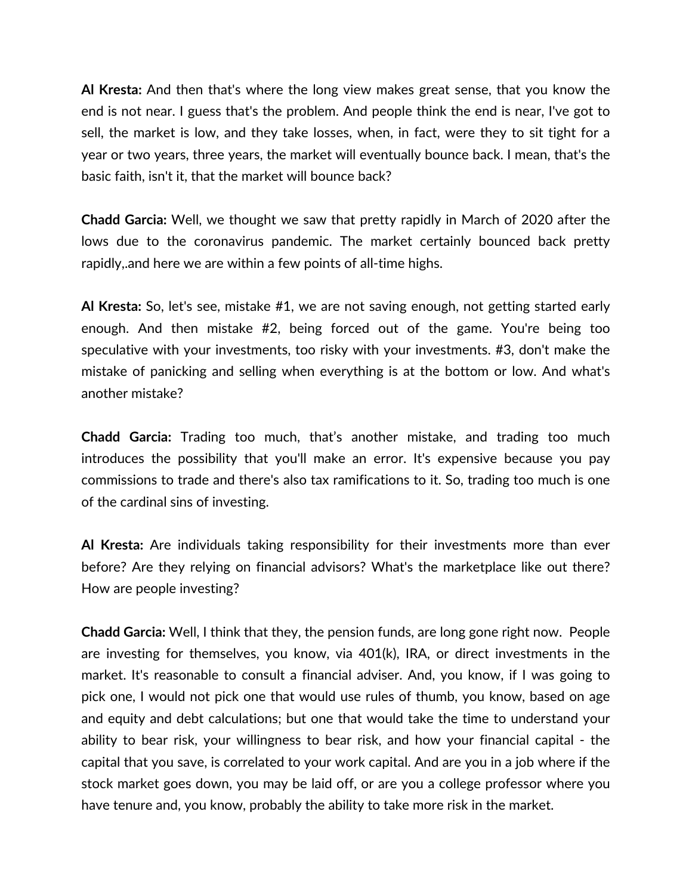**Al Kresta:** And then that's where the long view makes great sense, that you know the end is not near. I guess that's the problem. And people think the end is near, I've got to sell, the market is low, and they take losses, when, in fact, were they to sit tight for a year or two years, three years, the market will eventually bounce back. I mean, that's the basic faith, isn't it, that the market will bounce back?

**Chadd Garcia:** Well, we thought we saw that pretty rapidly in March of 2020 after the lows due to the coronavirus pandemic. The market certainly bounced back pretty rapidly,.and here we are within a few points of all-time highs.

**Al Kresta:** So, let's see, mistake #1, we are not saving enough, not getting started early enough. And then mistake #2, being forced out of the game. You're being too speculative with your investments, too risky with your investments. #3, don't make the mistake of panicking and selling when everything is at the bottom or low. And what's another mistake?

**Chadd Garcia:** Trading too much, that’s another mistake, and trading too much introduces the possibility that you'll make an error. It's expensive because you pay commissions to trade and there's also tax ramifications to it. So, trading too much is one of the cardinal sins of investing.

**Al Kresta:** Are individuals taking responsibility for their investments more than ever before? Are they relying on financial advisors? What's the marketplace like out there? How are people investing?

**Chadd Garcia:** Well, I think that they, the pension funds, are long gone right now. People are investing for themselves, you know, via 401(k), IRA, or direct investments in the market. It's reasonable to consult a financial adviser. And, you know, if I was going to pick one, I would not pick one that would use rules of thumb, you know, based on age and equity and debt calculations; but one that would take the time to understand your ability to bear risk, your willingness to bear risk, and how your financial capital - the capital that you save, is correlated to your work capital. And are you in a job where if the stock market goes down, you may be laid off, or are you a college professor where you have tenure and, you know, probably the ability to take more risk in the market.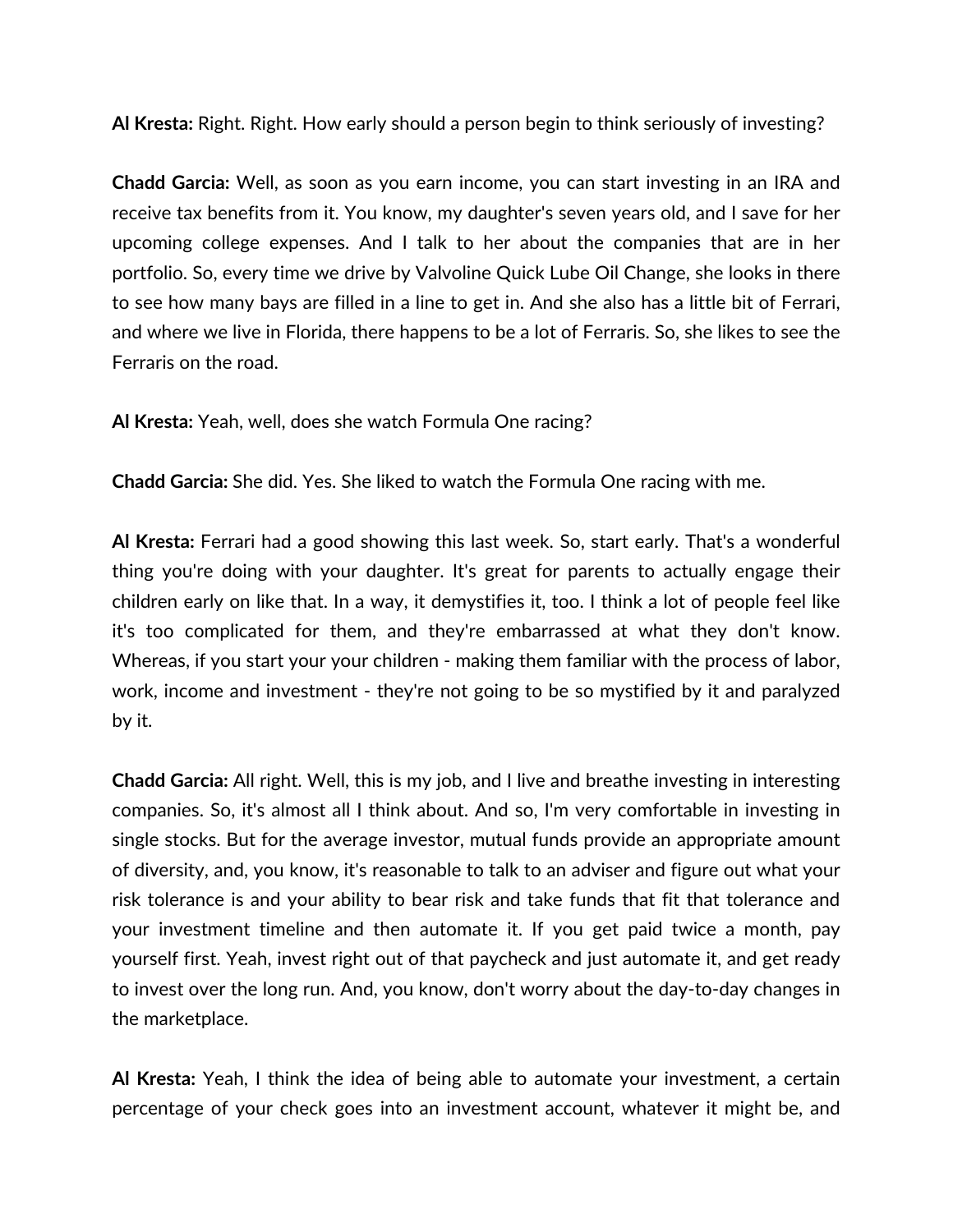**Al Kresta:** Right. Right. How early should a person begin to think seriously of investing?

**Chadd Garcia:** Well, as soon as you earn income, you can start investing in an IRA and receive tax benefits from it. You know, my daughter's seven years old, and I save for her upcoming college expenses. And I talk to her about the companies that are in her portfolio. So, every time we drive by Valvoline Quick Lube Oil Change, she looks in there to see how many bays are filled in a line to get in. And she also has a little bit of Ferrari, and where we live in Florida, there happens to be a lot of Ferraris. So, she likes to see the Ferraris on the road.

**Al Kresta:** Yeah, well, does she watch Formula One racing?

**Chadd Garcia:** She did. Yes. She liked to watch the Formula One racing with me.

**Al Kresta:** Ferrari had a good showing this last week. So, start early. That's a wonderful thing you're doing with your daughter. It's great for parents to actually engage their children early on like that. In a way, it demystifies it, too. I think a lot of people feel like it's too complicated for them, and they're embarrassed at what they don't know. Whereas, if you start your your children - making them familiar with the process of labor, work, income and investment - they're not going to be so mystified by it and paralyzed by it.

**Chadd Garcia:** All right. Well, this is my job, and I live and breathe investing in interesting companies. So, it's almost all I think about. And so, I'm very comfortable in investing in single stocks. But for the average investor, mutual funds provide an appropriate amount of diversity, and, you know, it's reasonable to talk to an adviser and figure out what your risk tolerance is and your ability to bear risk and take funds that fit that tolerance and your investment timeline and then automate it. If you get paid twice a month, pay yourself first. Yeah, invest right out of that paycheck and just automate it, and get ready to invest over the long run. And, you know, don't worry about the day-to-day changes in the marketplace.

**Al Kresta:** Yeah, I think the idea of being able to automate your investment, a certain percentage of your check goes into an investment account, whatever it might be, and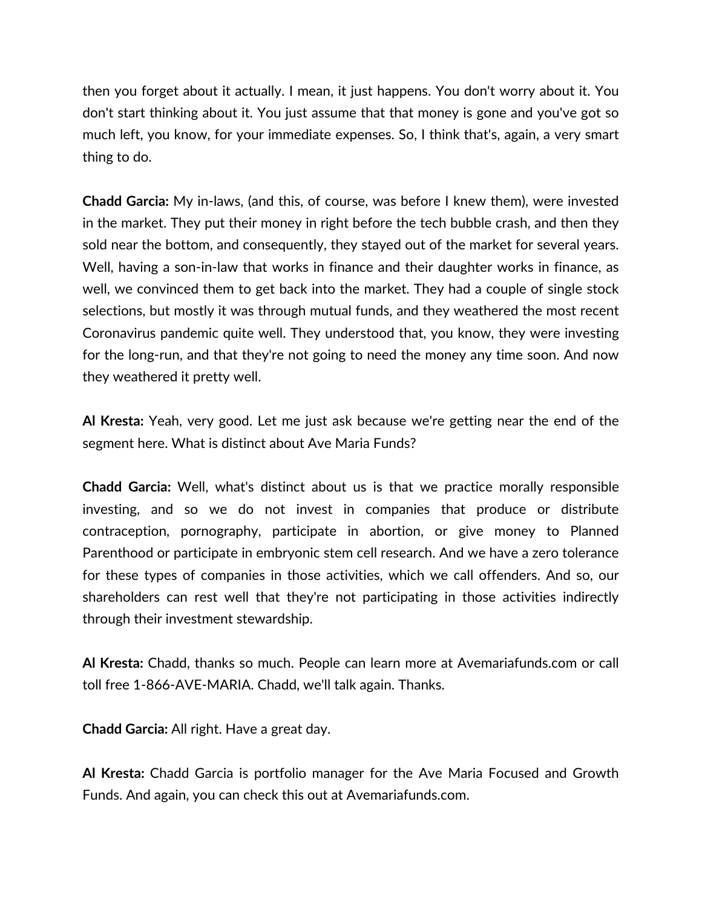then you forget about it actually. I mean, it just happens. You don't worry about it. You don't start thinking about it. You just assume that that money is gone and you've got so much left, you know, for your immediate expenses. So, I think that's, again, a very smart thing to do.

**Chadd Garcia:** My in-laws, (and this, of course, was before I knew them), were invested in the market. They put their money in right before the tech bubble crash, and then they sold near the bottom, and consequently, they stayed out of the market for several years. Well, having a son-in-law that works in finance and their daughter works in finance, as well, we convinced them to get back into the market. They had a couple of single stock selections, but mostly it was through mutual funds, and they weathered the most recent Coronavirus pandemic quite well. They understood that, you know, they were investing for the long-run, and that they're not going to need the money any time soon. And now they weathered it pretty well.

**Al Kresta:** Yeah, very good. Let me just ask because we're getting near the end of the segment here. What is distinct about Ave Maria Funds?

**Chadd Garcia:** Well, what's distinct about us is that we practice morally responsible investing, and so we do not invest in companies that produce or distribute contraception, pornography, participate in abortion, or give money to Planned Parenthood or participate in embryonic stem cell research. And we have a zero tolerance for these types of companies in those activities, which we call offenders. And so, our shareholders can rest well that they're not participating in those activities indirectly through their investment stewardship.

**Al Kresta:** Chadd, thanks so much. People can learn more at Avemariafunds.com or call toll free 1-866-AVE-MARIA. Chadd, we'll talk again. Thanks.

**Chadd Garcia:** All right. Have a great day.

**Al Kresta:** Chadd Garcia is portfolio manager for the Ave Maria Focused and Growth Funds. And again, you can check this out at Avemariafunds.com.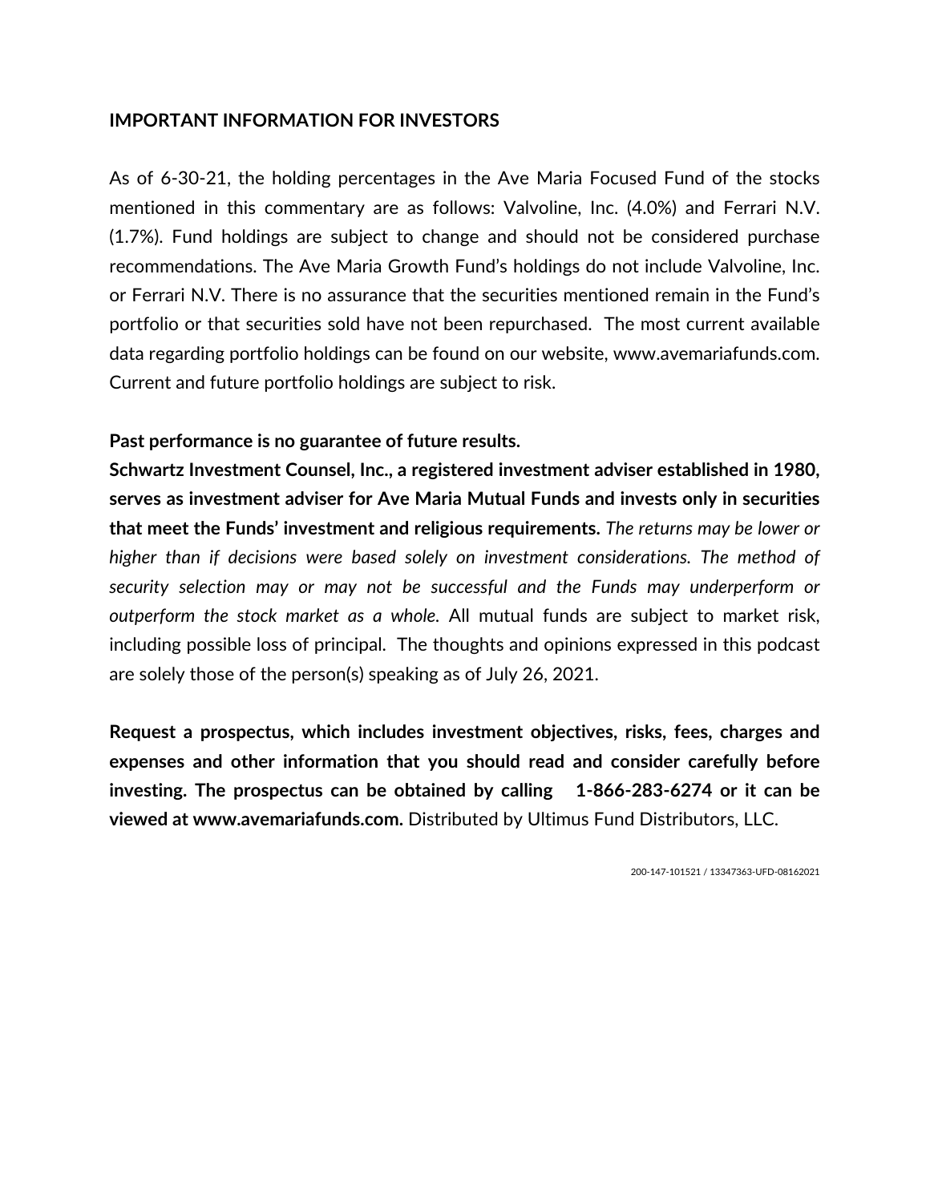**IMPORTANT INFORMATION FOR INVESTORS**

As of 6-30-21, the holding percentages in the Ave Maria Focused Fund of the stocks mentioned in this commentary are as follows: Valvoline, Inc. (4.0%) and Ferrari N.V. (1.7%). Fund holdings are subject to change and should not be considered purchase recommendations. The Ave Maria Growth Fund's holdings do not include Valvoline, Inc. or Ferrari N.V. There is no assurance that the securities mentioned remain in the Fund's portfolio or that securities sold have not been repurchased. The most current available data regarding portfolio holdings can be found on our website, www.avemariafunds.com. Current and future portfolio holdings are subject to risk.

**Past performance is no guarantee of future results.**
**Schwartz Investment Counsel, Inc., a registered investment adviser established in 1980, serves as investment adviser for Ave Maria Mutual Funds and invests only in securities that meet the Funds' investment and religious requirements.** *The returns may be lower or higher than if decisions were based solely on investment considerations. The method of security selection may or may not be successful and the Funds may underperform or outperform the stock market as a whole.* All mutual funds are subject to market risk, including possible loss of principal. The thoughts and opinions expressed in this podcast are solely those of the person(s) speaking as of July 26, 2021.

**Request a prospectus, which includes investment objectives, risks, fees, charges and expenses and other information that you should read and consider carefully before investing. The prospectus can be obtained by calling 1-866-283-6274 or it can be viewed at www.avemariafunds.com.** Distributed by Ultimus Fund Distributors, LLC.

200-147-101521 / 13347363-UFD-08162021